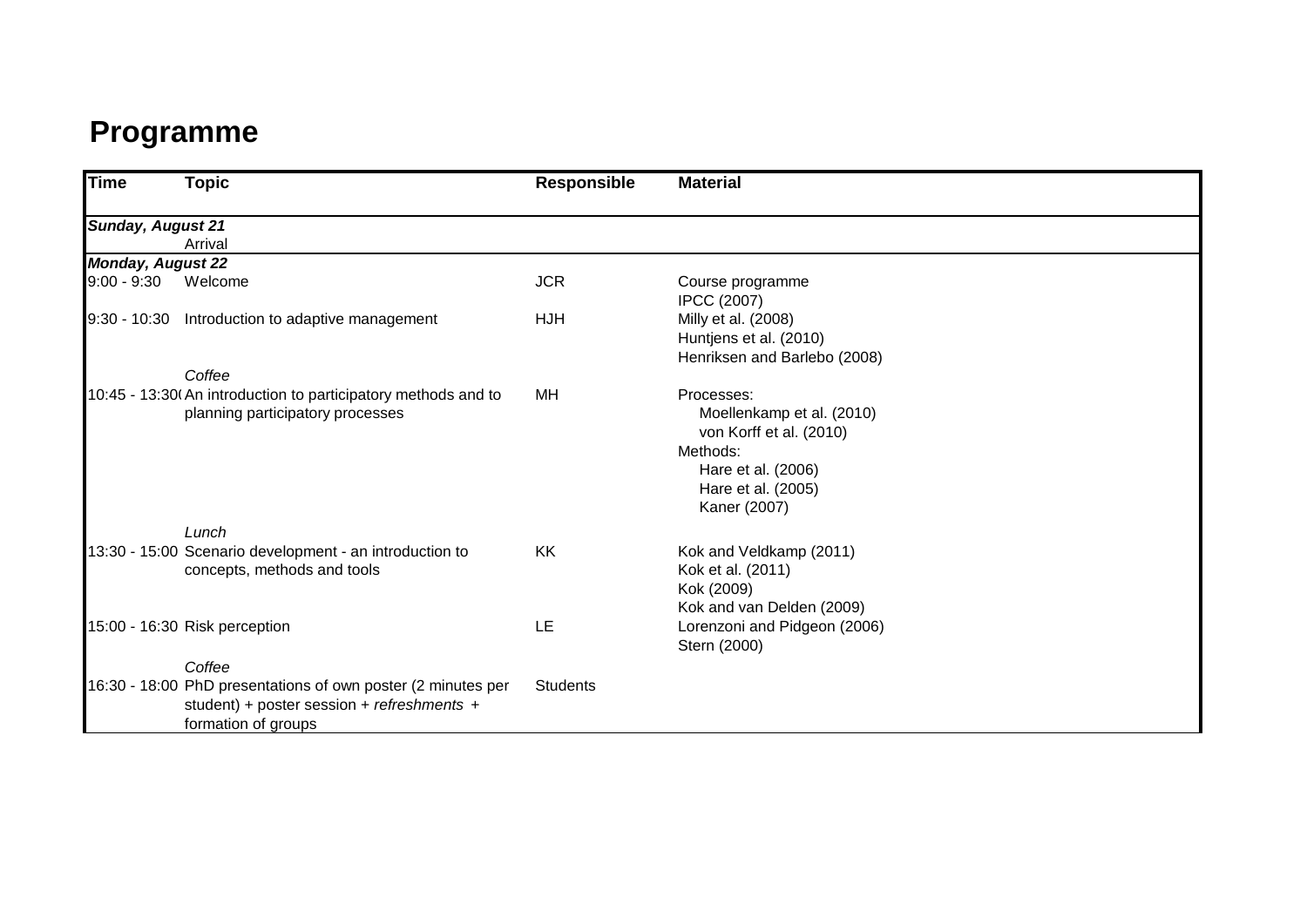# Programme

| Time | Topic | Responsible | Material |
|---|---|---|---|
| ***Sunday, August 21*** | | | |
| | Arrival | | |
| ***Monday, August 22*** | | | |
| 9:00 - 9:30 | Welcome | JCR | Course programme<br>IPCC (2007) |
| 9:30 - 10:30 | Introduction to adaptive management | HJH | Milly et al. (2008)<br>Huntjens et al. (2010)<br>Henriksen and Barlebo (2008) |
| | *Coffee* | | |
| 10:45 - 13:30 | An introduction to participatory methods and to planning participatory processes | MH | Processes:<br>Moellenkamp et al. (2010)<br>von Korff et al. (2010)<br>Methods:<br>Hare et al. (2006)<br>Hare et al. (2005)<br>Kaner (2007) |
| | *Lunch* | | |
| 13:30 - 15:00 | Scenario development - an introduction to concepts, methods and tools | KK | Kok and Veldkamp (2011)<br>Kok et al. (2011)<br>Kok (2009)<br>Kok and van Delden (2009) |
| 15:00 - 16:30 | Risk perception | LE | Lorenzoni and Pidgeon (2006)<br>Stern (2000) |
| | *Coffee* | | |
| 16:30 - 18:00 | PhD presentations of own poster (2 minutes per student) + poster session + *refreshments* + formation of groups | Students | |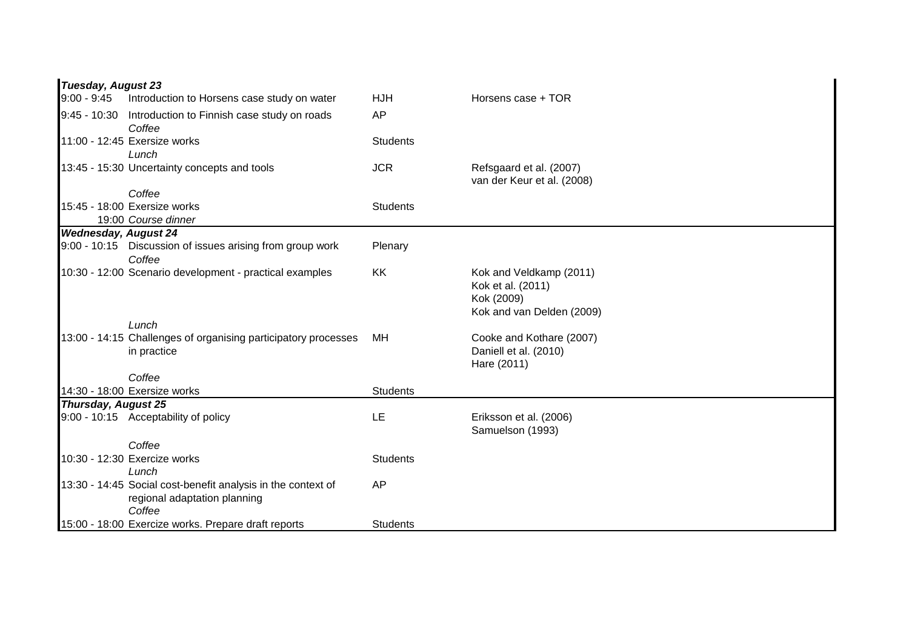| | | | |
|---|---|---|---|
| ***Tuesday, August 23*** | | | |
| 9:00 - 9:45 | Introduction to Horsens case study on water | HJH | Horsens case + TOR |
| 9:45 - 10:30 | Introduction to Finnish case study on roads | AP | |
| | *Coffee* | | |
| 11:00 - 12:45 | Exersize works | Students | |
| | *Lunch* | | |
| 13:45 - 15:30 | Uncertainty concepts and tools | JCR | Refsgaard et al. (2007)<br>van der Keur et al. (2008) |
| | *Coffee* | | |
| 15:45 - 18:00 | Exersize works | Students | |
| 19:00 | *Course dinner* | | |
| ***Wednesday, August 24*** | | | |
| 9:00 - 10:15 | Discussion of issues arising from group work | Plenary | |
| | *Coffee* | | |
| 10:30 - 12:00 | Scenario development - practical examples | KK | Kok and Veldkamp (2011)<br>Kok et al. (2011)<br>Kok (2009)<br>Kok and van Delden (2009) |
| | *Lunch* | | |
| 13:00 - 14:15 | Challenges of organising participatory processes in practice | MH | Cooke and Kothare (2007)<br>Daniell et al. (2010)<br>Hare (2011) |
| | *Coffee* | | |
| 14:30 - 18:00 | Exersize works | Students | |
| ***Thursday, August 25*** | | | |
| 9:00 - 10:15 | Acceptability of policy | LE | Eriksson et al. (2006)<br>Samuelson (1993) |
| | *Coffee* | | |
| 10:30 - 12:30 | Exercize works | Students | |
| | *Lunch* | | |
| 13:30 - 14:45 | Social cost-benefit analysis in the context of regional adaptation planning | AP | |
| | *Coffee* | | |
| 15:00 - 18:00 | Exercize works. Prepare draft reports | Students | |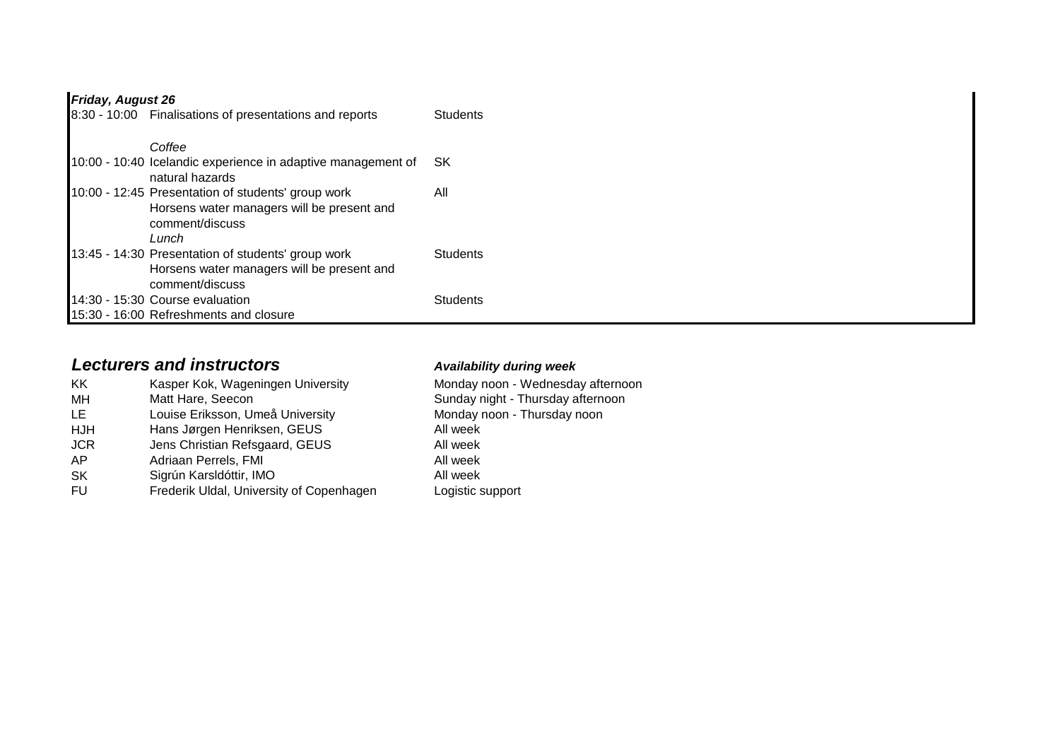***Friday, August 26***

| Time | Activity | Responsible |
|---|---|---|
| 8:30 - 10:00 | Finalisations of presentations and reports | Students |
| | *Coffee* | |
| 10:00 - 10:40 | Icelandic experience in adaptive management of natural hazards | SK |
| 10:00 - 12:45 | Presentation of students' group work<br>Horsens water managers will be present and comment/discuss | All |
| | *Lunch* | |
| 13:45 - 14:30 | Presentation of students' group work<br>Horsens water managers will be present and comment/discuss | Students |
| 14:30 - 15:30 | Course evaluation | Students |
| 15:30 - 16:00 | Refreshments and closure | |

## *Lecturers and instructors*

| | | ***Availability during week*** |
|---|---|---|
| KK | Kasper Kok, Wageningen University | Monday noon - Wednesday afternoon |
| MH | Matt Hare, Seecon | Sunday night - Thursday afternoon |
| LE | Louise Eriksson, Umeå University | Monday noon - Thursday noon |
| HJH | Hans Jørgen Henriksen, GEUS | All week |
| JCR | Jens Christian Refsgaard, GEUS | All week |
| AP | Adriaan Perrels, FMI | All week |
| SK | Sigrún Karsldóttir, IMO | All week |
| FU | Frederik Uldal, University of Copenhagen | Logistic support |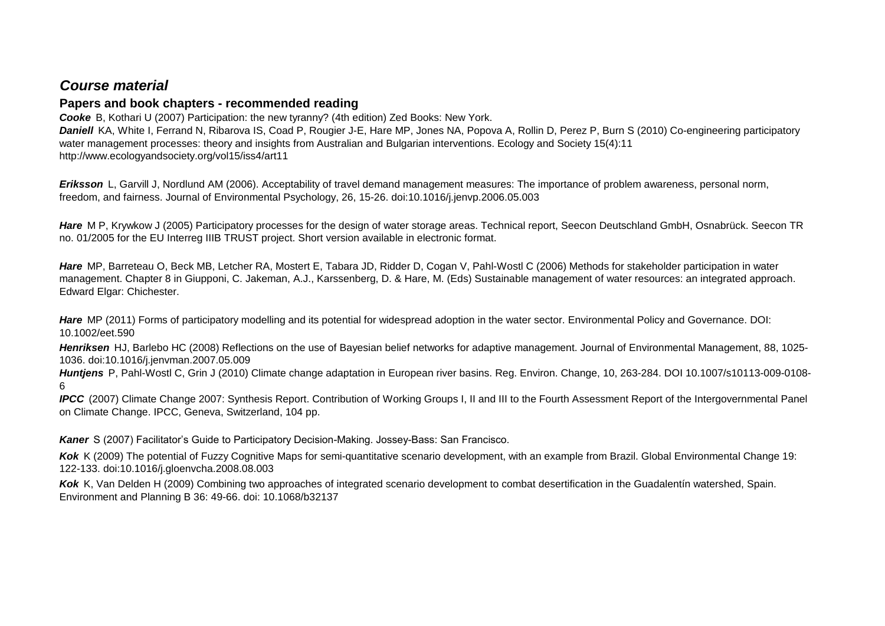## *Course material*

### Papers and book chapters - recommended reading

***Cooke*** B, Kothari U (2007) Participation: the new tyranny? (4th edition) Zed Books: New York.

***Daniell*** KA, White I, Ferrand N, Ribarova IS, Coad P, Rougier J-E, Hare MP, Jones NA, Popova A, Rollin D, Perez P, Burn S (2010) Co-engineering participatory water management processes: theory and insights from Australian and Bulgarian interventions. Ecology and Society 15(4):11 http://www.ecologyandsociety.org/vol15/iss4/art11

***Eriksson*** L, Garvill J, Nordlund AM (2006). Acceptability of travel demand management measures: The importance of problem awareness, personal norm, freedom, and fairness. Journal of Environmental Psychology, 26, 15-26. doi:10.1016/j.jenvp.2006.05.003

***Hare*** M P, Krywkow J (2005) Participatory processes for the design of water storage areas. Technical report, Seecon Deutschland GmbH, Osnabrück. Seecon TR no. 01/2005 for the EU Interreg IIIB TRUST project. Short version available in electronic format.

***Hare*** MP, Barreteau O, Beck MB, Letcher RA, Mostert E, Tabara JD, Ridder D, Cogan V, Pahl-Wostl C (2006) Methods for stakeholder participation in water management. Chapter 8 in Giupponi, C. Jakeman, A.J., Karssenberg, D. & Hare, M. (Eds) Sustainable management of water resources: an integrated approach. Edward Elgar: Chichester.

***Hare*** MP (2011) Forms of participatory modelling and its potential for widespread adoption in the water sector. Environmental Policy and Governance. DOI: 10.1002/eet.590

***Henriksen*** HJ, Barlebo HC (2008) Reflections on the use of Bayesian belief networks for adaptive management. Journal of Environmental Management, 88, 1025-1036. doi:10.1016/j.jenvman.2007.05.009

***Huntjens*** P, Pahl-Wostl C, Grin J (2010) Climate change adaptation in European river basins. Reg. Environ. Change, 10, 263-284. DOI 10.1007/s10113-009-0108-6

***IPCC*** (2007) Climate Change 2007: Synthesis Report. Contribution of Working Groups I, II and III to the Fourth Assessment Report of the Intergovernmental Panel on Climate Change. IPCC, Geneva, Switzerland, 104 pp.

***Kaner*** S (2007) Facilitator's Guide to Participatory Decision-Making. Jossey-Bass: San Francisco.

***Kok*** K (2009) The potential of Fuzzy Cognitive Maps for semi-quantitative scenario development, with an example from Brazil. Global Environmental Change 19: 122-133. doi:10.1016/j.gloenvcha.2008.08.003

***Kok*** K, Van Delden H (2009) Combining two approaches of integrated scenario development to combat desertification in the Guadalentín watershed, Spain. Environment and Planning B 36: 49-66. doi: 10.1068/b32137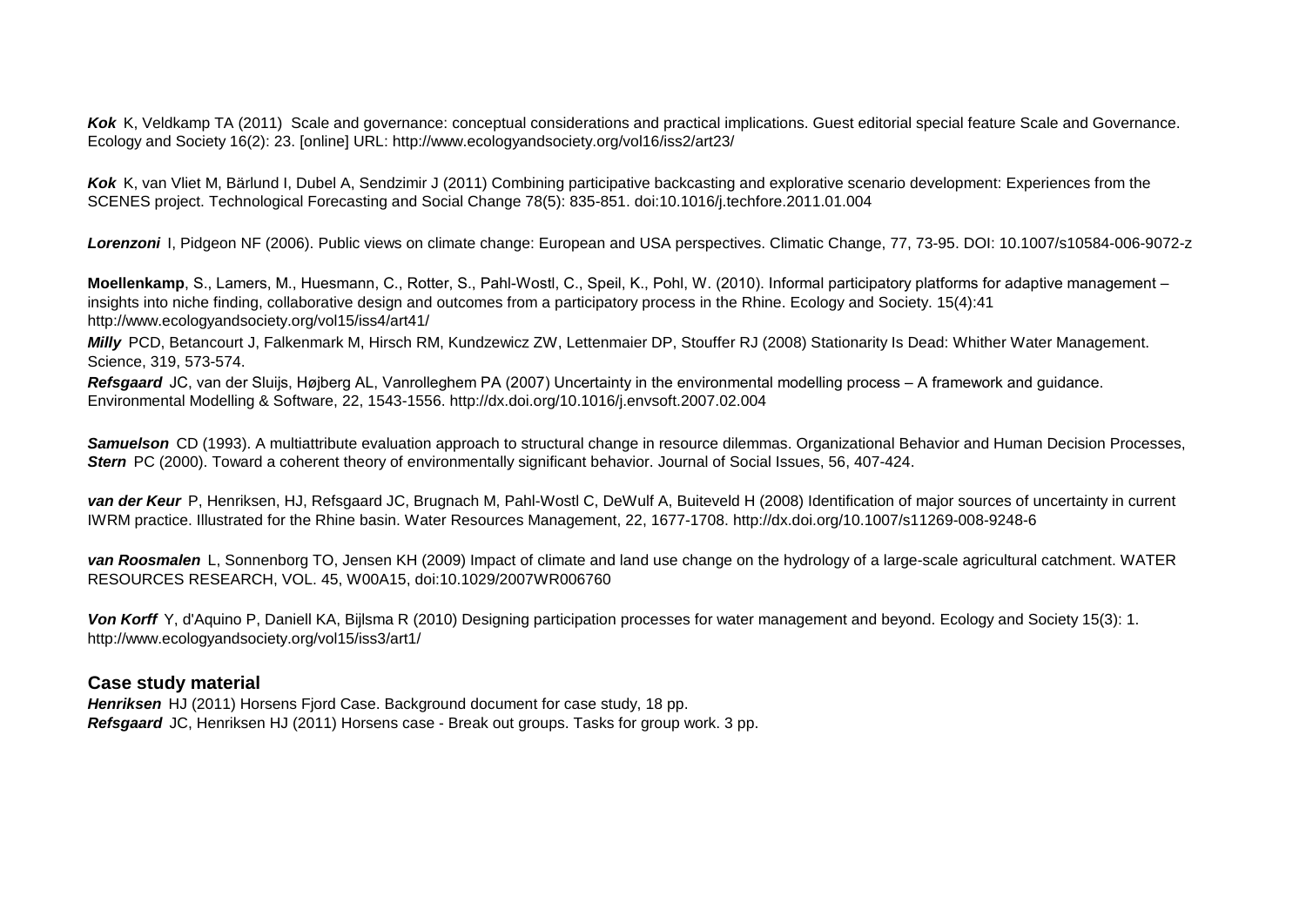***Kok*** K, Veldkamp TA (2011) Scale and governance: conceptual considerations and practical implications. Guest editorial special feature Scale and Governance. Ecology and Society 16(2): 23. [online] URL: http://www.ecologyandsociety.org/vol16/iss2/art23/

***Kok*** K, van Vliet M, Bärlund I, Dubel A, Sendzimir J (2011) Combining participative backcasting and explorative scenario development: Experiences from the SCENES project. Technological Forecasting and Social Change 78(5): 835-851. doi:10.1016/j.techfore.2011.01.004

***Lorenzoni*** I, Pidgeon NF (2006). Public views on climate change: European and USA perspectives. Climatic Change, 77, 73-95. DOI: 10.1007/s10584-006-9072-z

**Moellenkamp**, S., Lamers, M., Huesmann, C., Rotter, S., Pahl-Wostl, C., Speil, K., Pohl, W. (2010). Informal participatory platforms for adaptive management – insights into niche finding, collaborative design and outcomes from a participatory process in the Rhine. Ecology and Society. 15(4):41 http://www.ecologyandsociety.org/vol15/iss4/art41/

***Milly*** PCD, Betancourt J, Falkenmark M, Hirsch RM, Kundzewicz ZW, Lettenmaier DP, Stouffer RJ (2008) Stationarity Is Dead: Whither Water Management. Science, 319, 573-574.

***Refsgaard*** JC, van der Sluijs, Højberg AL, Vanrolleghem PA (2007) Uncertainty in the environmental modelling process – A framework and guidance. Environmental Modelling & Software, 22, 1543-1556. http://dx.doi.org/10.1016/j.envsoft.2007.02.004

***Samuelson*** CD (1993). A multiattribute evaluation approach to structural change in resource dilemmas. Organizational Behavior and Human Decision Processes,

***Stern*** PC (2000). Toward a coherent theory of environmentally significant behavior. Journal of Social Issues, 56, 407-424.

***van der Keur*** P, Henriksen, HJ, Refsgaard JC, Brugnach M, Pahl-Wostl C, DeWulf A, Buiteveld H (2008) Identification of major sources of uncertainty in current IWRM practice. Illustrated for the Rhine basin. Water Resources Management, 22, 1677-1708. http://dx.doi.org/10.1007/s11269-008-9248-6

***van Roosmalen*** L, Sonnenborg TO, Jensen KH (2009) Impact of climate and land use change on the hydrology of a large-scale agricultural catchment. WATER RESOURCES RESEARCH, VOL. 45, W00A15, doi:10.1029/2007WR006760

***Von Korff*** Y, d'Aquino P, Daniell KA, Bijlsma R (2010) Designing participation processes for water management and beyond. Ecology and Society 15(3): 1. http://www.ecologyandsociety.org/vol15/iss3/art1/

## Case study material

***Henriksen*** HJ (2011) Horsens Fjord Case. Background document for case study, 18 pp.

***Refsgaard*** JC, Henriksen HJ (2011) Horsens case - Break out groups. Tasks for group work. 3 pp.